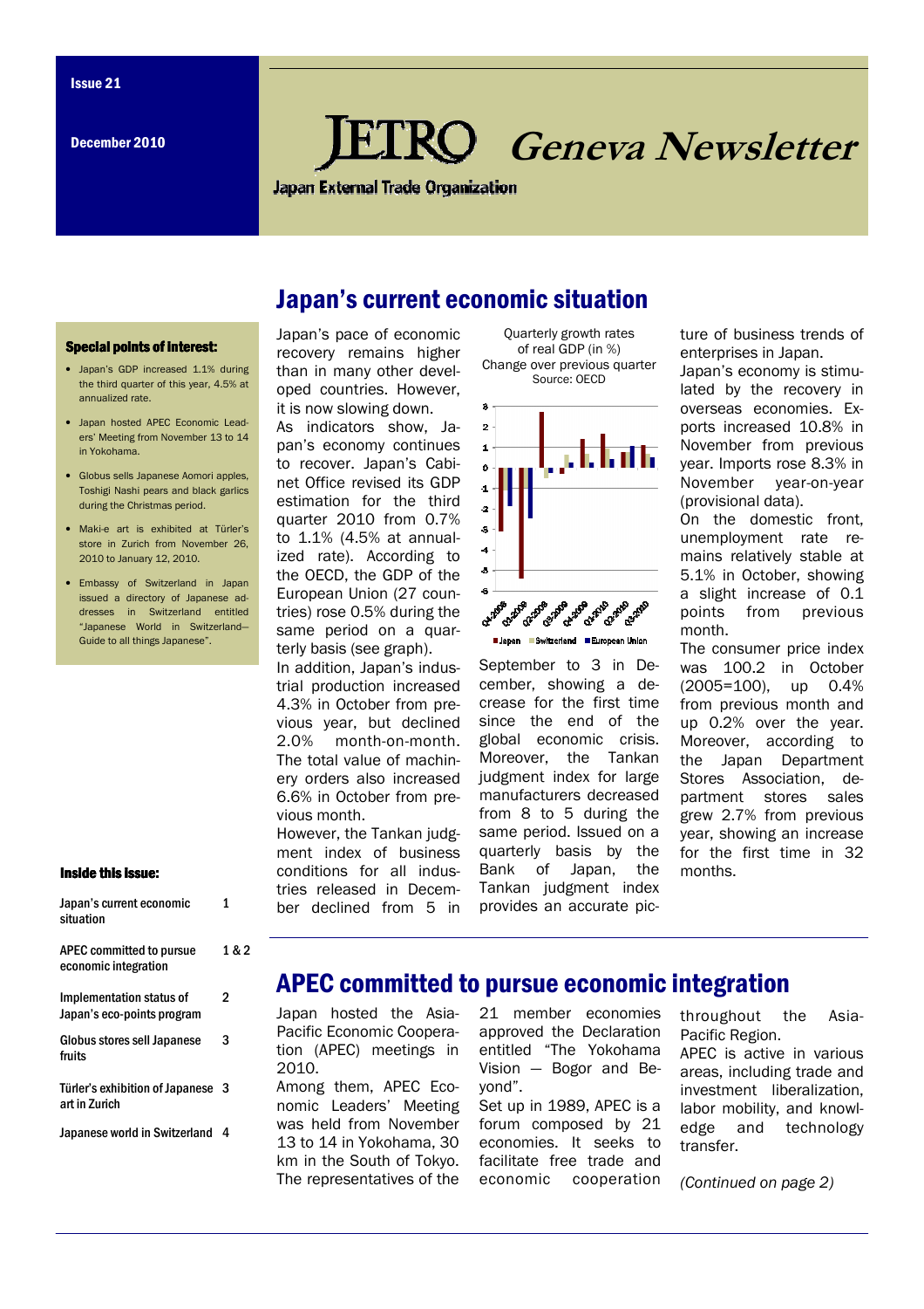Issue 21

December 2010

# JETRO Geneva Newsletter

Japan External Trade Organization

## Japan's current economic situation

Japan's pace of economic recovery remains higher than in many other developed countries. However, it is now slowing down.

As indicators show, Japan's economy continues to recover. Japan's Cabinet Office revised its GDP estimation for the third quarter 2010 from 0.7% to 1.1% (4.5% at annualized rate). According to the OECD, the GDP of the European Union (27 countries) rose 0.5% during the same period on a quarterly basis (see graph).

Quarterly growth rates of real GDP (in %)
Change over previous quarter
Source: OECD

Legend: Japan, Switzerland, European Union

In addition, Japan's industrial production increased 4.3% in October from previous year, but declined 2.0% month-on-month. The total value of machinery orders also increased 6.6% in October from previous month.

However, the Tankan judgment index of business conditions for all industries released in December declined from 5 in September to 3 in December, showing a decrease for the first time since the end of the global economic crisis. Moreover, the Tankan judgment index for large manufacturers decreased from 8 to 5 during the same period. Issued on a quarterly basis by the Bank of Japan, the Tankan judgment index provides an accurate picture of business trends of enterprises in Japan.

Japan's economy is stimulated by the recovery in overseas economies. Exports increased 10.8% in November from previous year. Imports rose 8.3% in November year-on-year (provisional data).

On the domestic front, unemployment rate remains relatively stable at 5.1% in October, showing a slight increase of 0.1 points from previous month.

The consumer price index was 100.2 in October (2005=100), up 0.4% from previous month and up 0.2% over the year. Moreover, according to the Japan Department Stores Association, department stores sales grew 2.7% from previous year, showing an increase for the first time in 32 months.

### Special points of interest:

- Japan's GDP increased 1.1% during the third quarter of this year, 4.5% at annualized rate.
- Japan hosted APEC Economic Leaders' Meeting from November 13 to 14 in Yokohama.
- Globus sells Japanese Aomori apples, Toshigi Nashi pears and black garlics during the Christmas period.
- Maki-e art is exhibited at Türler's store in Zurich from November 26, 2010 to January 12, 2010.
- Embassy of Switzerland in Japan issued a directory of Japanese addresses in Switzerland entitled "Japanese World in Switzerland—Guide to all things Japanese".

### Inside this issue:

| | |
|---|---|
| Japan's current economic situation | 1 |
| APEC committed to pursue economic integration | 1 & 2 |
| Implementation status of Japan's eco-points program | 2 |
| Globus stores sell Japanese fruits | 3 |
| Türler's exhibition of Japanese art in Zurich | 3 |
| Japanese world in Switzerland | 4 |

## APEC committed to pursue economic integration

Japan hosted the Asia-Pacific Economic Cooperation (APEC) meetings in 2010.

Among them, APEC Economic Leaders' Meeting was held from November 13 to 14 in Yokohama, 30 km in the South of Tokyo. The representatives of the 21 member economies approved the Declaration entitled "The Yokohama Vision — Bogor and Beyond".

Set up in 1989, APEC is a forum composed by 21 economies. It seeks to facilitate free trade and economic cooperation throughout the Asia-Pacific Region.

APEC is active in various areas, including trade and investment liberalization, labor mobility, and knowledge and technology transfer.

*(Continued on page 2)*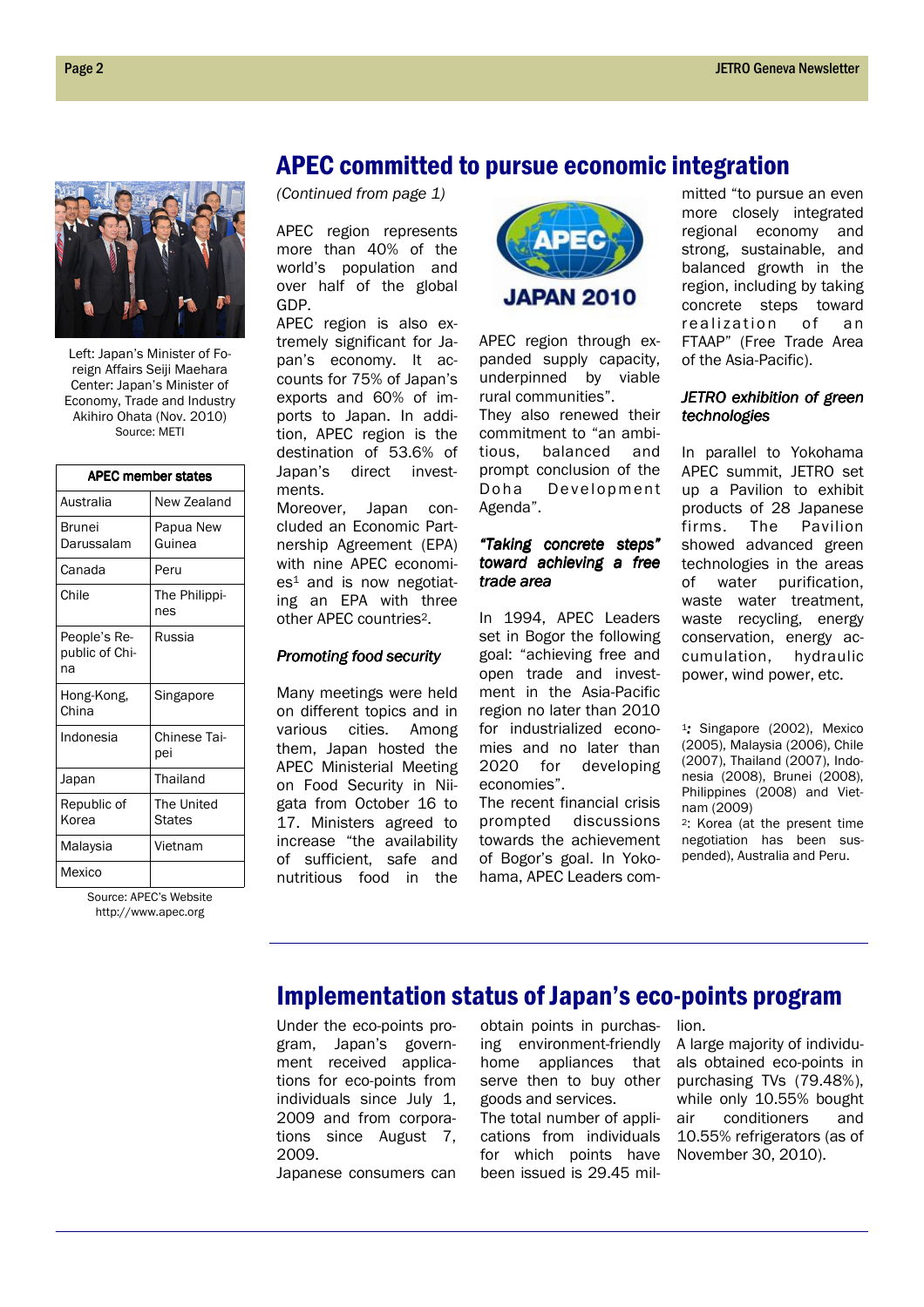## APEC committed to pursue economic integration

Left: Japan's Minister of Foreign Affairs Seiji Maehara
Center: Japan's Minister of Economy, Trade and Industry Akihiro Ohata (Nov. 2010)
Source: METI

| APEC member states | |
|---|---|
| Australia | New Zealand |
| Brunei Darussalam | Papua New Guinea |
| Canada | Peru |
| Chile | The Philippines |
| People's Republic of China | Russia |
| Hong-Kong, China | Singapore |
| Indonesia | Chinese Taipei |
| Japan | Thailand |
| Republic of Korea | The United States |
| Malaysia | Vietnam |
| Mexico | |

Source: APEC's Website http://www.apec.org

*(Continued from page 1)*

APEC region represents more than 40% of the world's population and over half of the global GDP.

APEC region is also extremely significant for Japan's economy. It accounts for 75% of Japan's exports and 60% of imports to Japan. In addition, APEC region is the destination of 53.6% of Japan's direct investments.

Moreover, Japan concluded an Economic Partnership Agreement (EPA) with nine APEC economies[1] and is now negotiating an EPA with three other APEC countries[2].

### *Promoting food security*

Many meetings were held on different topics and in various cities. Among them, Japan hosted the APEC Ministerial Meeting on Food Security in Niigata from October 16 to 17. Ministers agreed to increase "the availability of sufficient, safe and nutritious food in the APEC region through expanded supply capacity, underpinned by viable rural communities".

They also renewed their commitment to "an ambitious, balanced and prompt conclusion of the Doha Development Agenda".

### *"Taking concrete steps" toward achieving a free trade area*

In 1994, APEC Leaders set in Bogor the following goal: "achieving free and open trade and investment in the Asia-Pacific region no later than 2010 for industrialized economies and no later than 2020 for developing economies".

The recent financial crisis prompted discussions towards the achievement of Bogor's goal. In Yokohama, APEC Leaders committed "to pursue an even more closely integrated regional economy and strong, sustainable, and balanced growth in the region, including by taking concrete steps toward realization of an FTAAP" (Free Trade Area of the Asia-Pacific).

### *JETRO exhibition of green technologies*

In parallel to Yokohama APEC summit, JETRO set up a Pavilion to exhibit products of 28 Japanese firms. The Pavilion showed advanced green technologies in the areas of water purification, waste water treatment, waste recycling, energy conservation, energy accumulation, hydraulic power, wind power, etc.

[1]: Singapore (2002), Mexico (2005), Malaysia (2006), Chile (2007), Thailand (2007), Indonesia (2008), Brunei (2008), Philippines (2008) and Vietnam (2009)

[2]: Korea (at the present time negotiation has been suspended), Australia and Peru.

## Implementation status of Japan's eco-points program

Under the eco-points program, Japan's government received applications for eco-points from individuals since July 1, 2009 and from corporations since August 7, 2009.

Japanese consumers can obtain points in purchasing environment-friendly home appliances that serve then to buy other goods and services.

The total number of applications from individuals for which points have been issued is 29.45 million.

A large majority of individuals obtained eco-points in purchasing TVs (79.48%), while only 10.55% bought air conditioners and 10.55% refrigerators (as of November 30, 2010).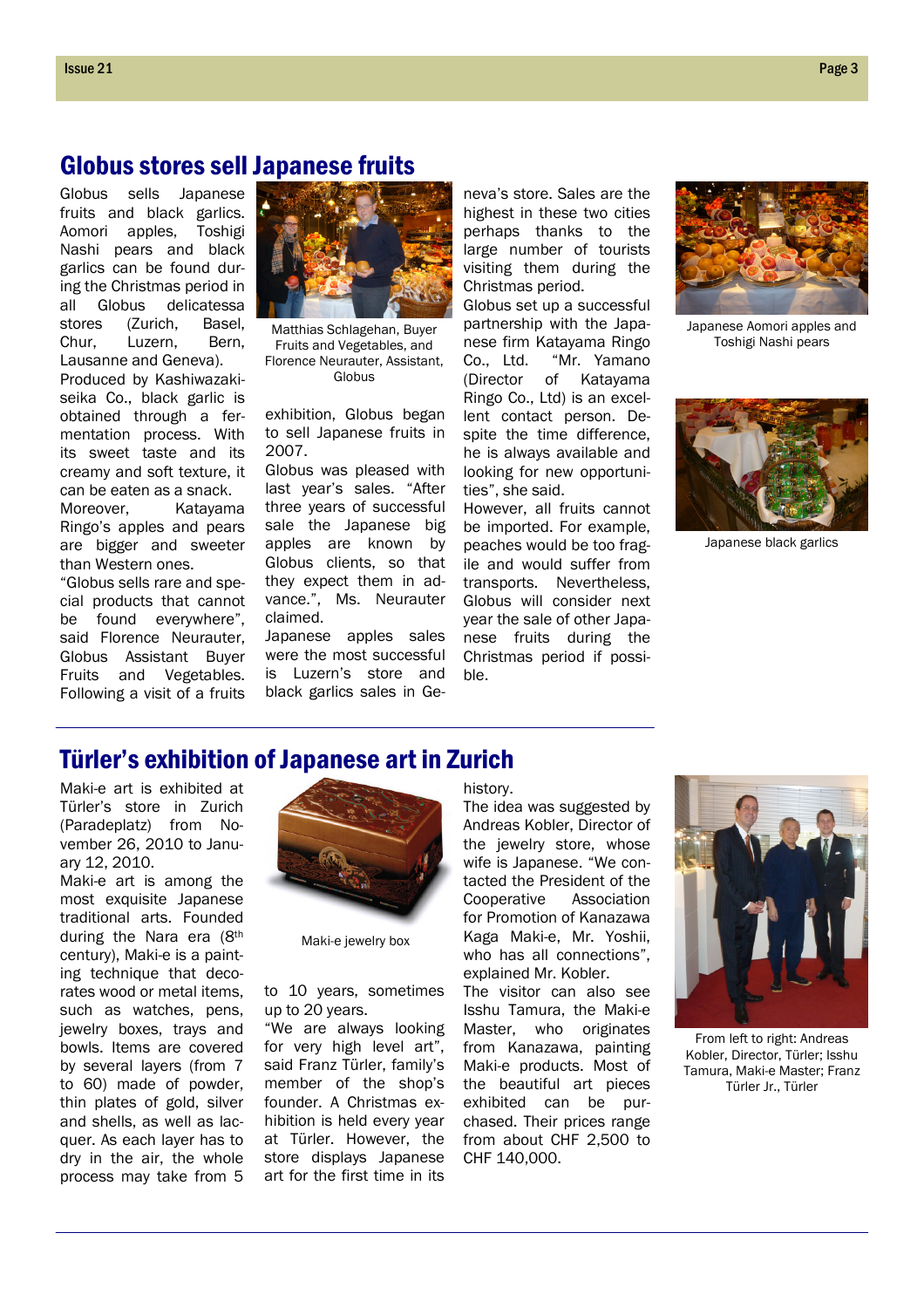## Globus stores sell Japanese fruits

Globus sells Japanese fruits and black garlics. Aomori apples, Toshigi Nashi pears and black garlics can be found during the Christmas period in all Globus delicatessa stores (Zurich, Basel, Chur, Luzern, Bern, Lausanne and Geneva).

Produced by Kashiwazaki-seika Co., black garlic is obtained through a fermentation process. With its sweet taste and its creamy and soft texture, it can be eaten as a snack.

Moreover, Katayama Ringo's apples and pears are bigger and sweeter than Western ones.

"Globus sells rare and special products that cannot be found everywhere", said Florence Neurauter, Globus Assistant Buyer Fruits and Vegetables. Following a visit of a fruits exhibition, Globus began to sell Japanese fruits in 2007.

Matthias Schlagehan, Buyer Fruits and Vegetables, and Florence Neurauter, Assistant, Globus

Globus was pleased with last year's sales. "After three years of successful sale the Japanese big apples are known by Globus clients, so that they expect them in advance.", Ms. Neurauter claimed.

Japanese apples sales were the most successful is Luzern's store and black garlics sales in Geneva's store. Sales are the highest in these two cities perhaps thanks to the large number of tourists visiting them during the Christmas period.

Globus set up a successful partnership with the Japanese firm Katayama Ringo Co., Ltd. "Mr. Yamano (Director of Katayama Ringo Co., Ltd) is an excellent contact person. Despite the time difference, he is always available and looking for new opportunities", she said.

However, all fruits cannot be imported. For example, peaches would be too fragile and would suffer from transports. Nevertheless, Globus will consider next year the sale of other Japanese fruits during the Christmas period if possible.

Japanese Aomori apples and Toshigi Nashi pears

Japanese black garlics

## Türler's exhibition of Japanese art in Zurich

Maki-e art is exhibited at Türler's store in Zurich (Paradeplatz) from November 26, 2010 to January 12, 2010.

Maki-e art is among the most exquisite Japanese traditional arts. Founded during the Nara era (8th century), Maki-e is a painting technique that decorates wood or metal items, such as watches, pens, jewelry boxes, trays and bowls. Items are covered by several layers (from 7 to 60) made of powder, thin plates of gold, silver and shells, as well as lacquer. As each layer has to dry in the air, the whole process may take from 5 to 10 years, sometimes up to 20 years.

Maki-e jewelry box

"We are always looking for very high level art", said Franz Türler, family's member of the shop's founder. A Christmas exhibition is held every year at Türler. However, the store displays Japanese art for the first time in its history.

The idea was suggested by Andreas Kobler, Director of the jewelry store, whose wife is Japanese. "We contacted the President of the Cooperative Association for Promotion of Kanazawa Kaga Maki-e, Mr. Yoshii, who has all connections", explained Mr. Kobler.

The visitor can also see Isshu Tamura, the Maki-e Master, who originates from Kanazawa, painting Maki-e products. Most of the beautiful art pieces exhibited can be purchased. Their prices range from about CHF 2,500 to CHF 140,000.

From left to right: Andreas Kobler, Director, Türler; Isshu Tamura, Maki-e Master; Franz Türler Jr., Türler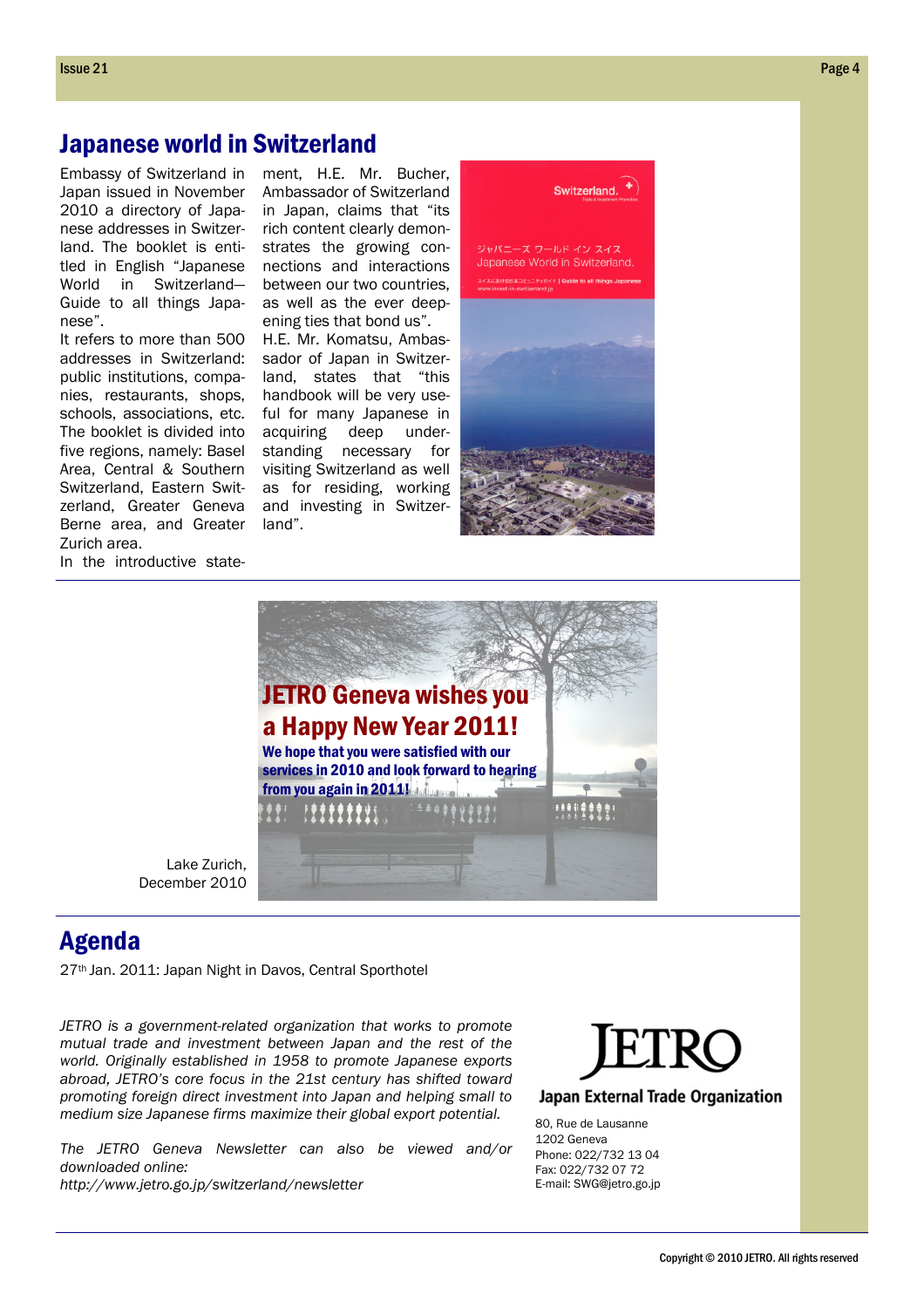## Japanese world in Switzerland

Embassy of Switzerland in Japan issued in November 2010 a directory of Japanese addresses in Switzerland. The booklet is entitled in English "Japanese World in Switzerland—Guide to all things Japanese".

It refers to more than 500 addresses in Switzerland: public institutions, companies, restaurants, shops, schools, associations, etc. The booklet is divided into five regions, namely: Basel Area, Central & Southern Switzerland, Eastern Switzerland, Greater Geneva Berne area, and Greater Zurich area.

In the introductive statement, H.E. Mr. Bucher, Ambassador of Switzerland in Japan, claims that "its rich content clearly demonstrates the growing connections and interactions between our two countries, as well as the ever deepening ties that bond us".

H.E. Mr. Komatsu, Ambassador of Japan in Switzerland, states that "this handbook will be very useful for many Japanese in acquiring deep understanding necessary for visiting Switzerland as well as for residing, working and investing in Switzerland".

Switzerland.

ジャパニーズ ワールド イン スイス
Japanese World in Switzerland.

**JETRO Geneva wishes you a Happy New Year 2011!**

**We hope that you were satisfied with our services in 2010 and look forward to hearing from you again in 2011!**

Lake Zurich,
December 2010

## Agenda

27th Jan. 2011: Japan Night in Davos, Central Sporthotel

*JETRO is a government-related organization that works to promote mutual trade and investment between Japan and the rest of the world. Originally established in 1958 to promote Japanese exports abroad, JETRO's core focus in the 21st century has shifted toward promoting foreign direct investment into Japan and helping small to medium size Japanese firms maximize their global export potential.*

*The JETRO Geneva Newsletter can also be viewed and/or downloaded online:*
*http://www.jetro.go.jp/switzerland/newsletter*

JETRO
**Japan External Trade Organization**

80, Rue de Lausanne
1202 Geneva
Phone: 022/732 13 04
Fax: 022/732 07 72
E-mail: SWG@jetro.go.jp

Copyright © 2010 JETRO. All rights reserved